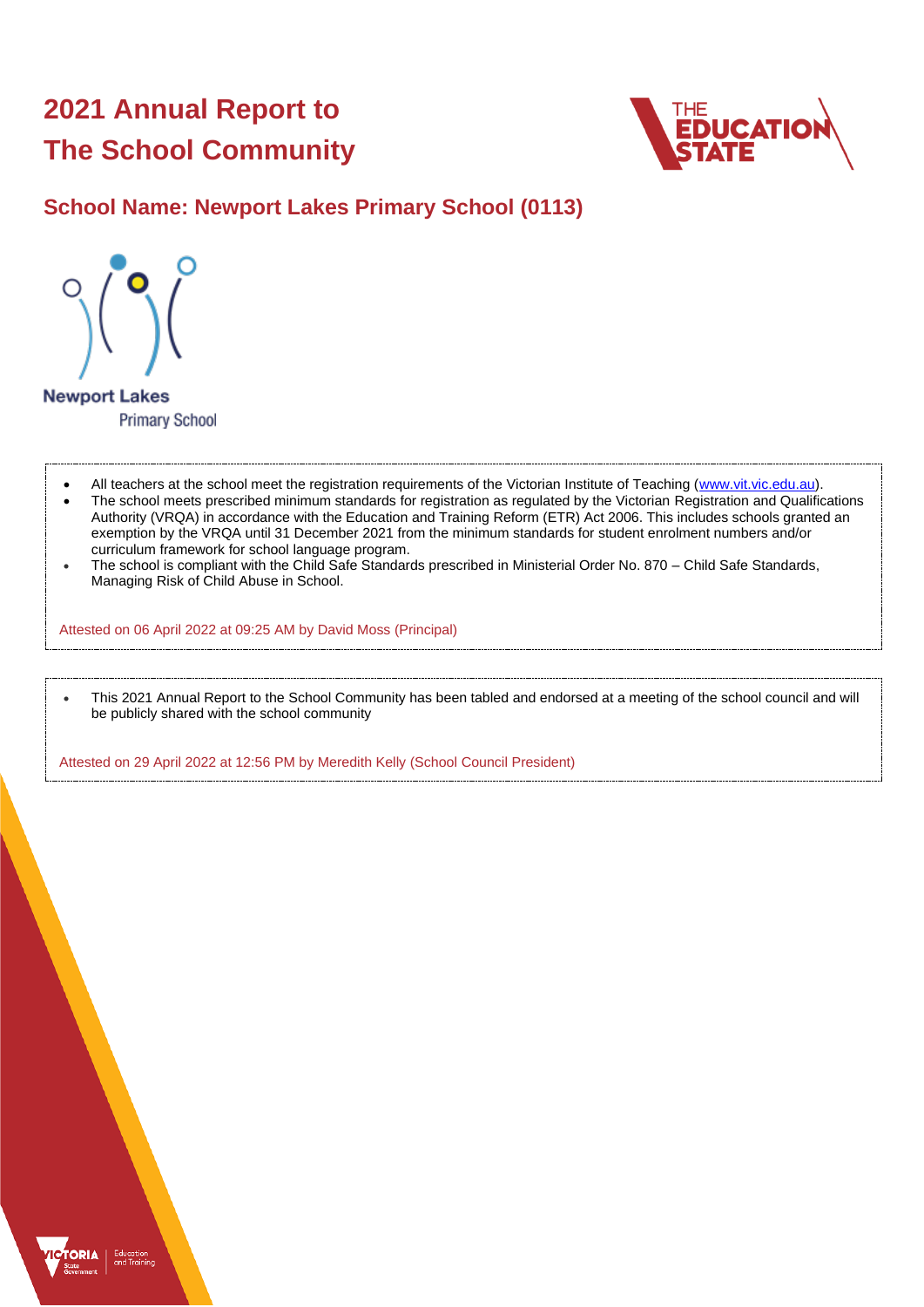# 2021 Annual Report to The School Community

## School Name: Newport Lakes Primary School (0113)

- All teachers at the school meet the registration requirements of the Victorian Institute of Teaching (www.vit.vic.edu.au).
- The school meets prescribed minimum standards for registration as regulated by the Victorian Registration and Qualifications Authority (VRQA) in accordance with the Education and Training Reform (ETR) Act 2006. This includes schools granted an exemption by the VRQA until 31 December 2021 from the minimum standards for student enrolment numbers and/or curriculum framework for school language program.
- The school is compliant with the Child Safe Standards prescribed in Ministerial Order No. 870 – Child Safe Standards, Managing Risk of Child Abuse in School.

Attested on 06 April 2022 at 09:25 AM by David Moss (Principal)

- This 2021 Annual Report to the School Community has been tabled and endorsed at a meeting of the school council and will be publicly shared with the school community

Attested on 29 April 2022 at 12:56 PM by Meredith Kelly (School Council President)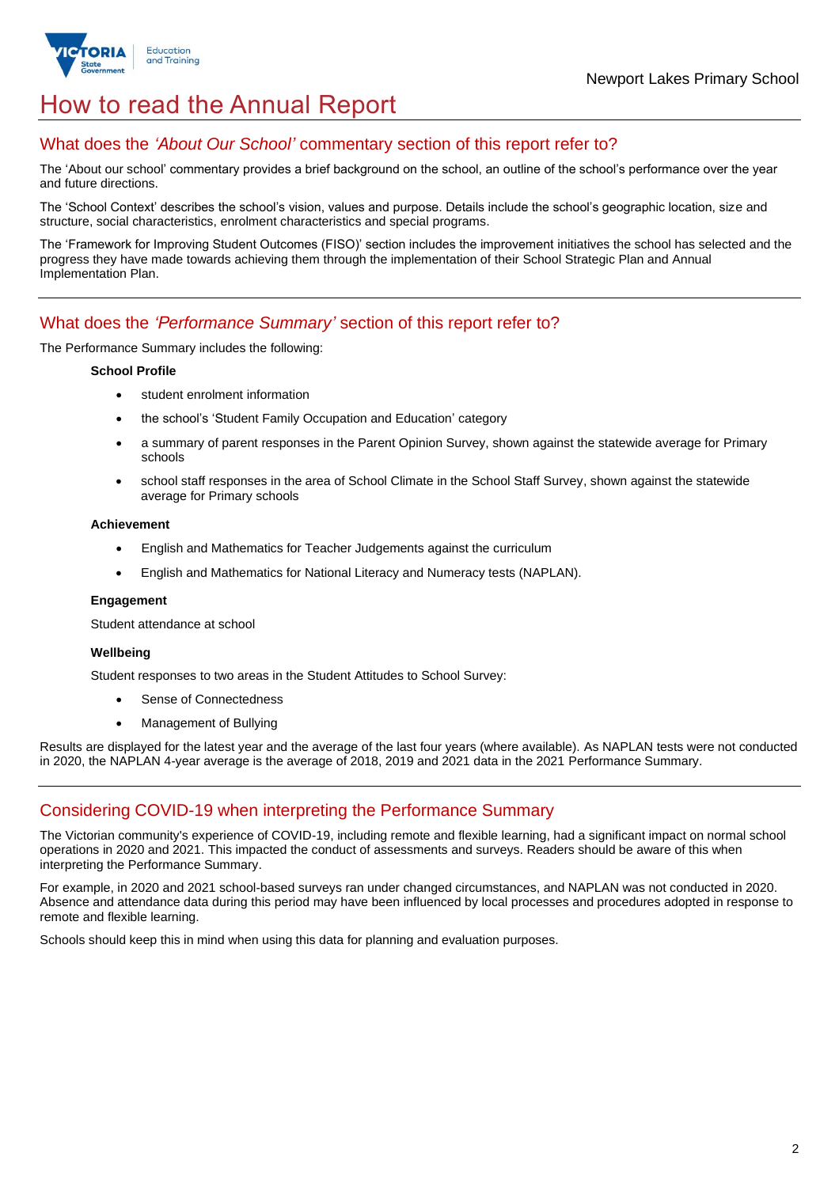# How to read the Annual Report

## What does the *'About Our School'* commentary section of this report refer to?

The 'About our school' commentary provides a brief background on the school, an outline of the school's performance over the year and future directions.

The 'School Context' describes the school's vision, values and purpose. Details include the school's geographic location, size and structure, social characteristics, enrolment characteristics and special programs.

The 'Framework for Improving Student Outcomes (FISO)' section includes the improvement initiatives the school has selected and the progress they have made towards achieving them through the implementation of their School Strategic Plan and Annual Implementation Plan.

## What does the *'Performance Summary'* section of this report refer to?

The Performance Summary includes the following:

**School Profile**

- student enrolment information
- the school's 'Student Family Occupation and Education' category
- a summary of parent responses in the Parent Opinion Survey, shown against the statewide average for Primary schools
- school staff responses in the area of School Climate in the School Staff Survey, shown against the statewide average for Primary schools

**Achievement**

- English and Mathematics for Teacher Judgements against the curriculum
- English and Mathematics for National Literacy and Numeracy tests (NAPLAN).

**Engagement**

Student attendance at school

**Wellbeing**

Student responses to two areas in the Student Attitudes to School Survey:

- Sense of Connectedness
- Management of Bullying

Results are displayed for the latest year and the average of the last four years (where available). As NAPLAN tests were not conducted in 2020, the NAPLAN 4-year average is the average of 2018, 2019 and 2021 data in the 2021 Performance Summary.

## Considering COVID-19 when interpreting the Performance Summary

The Victorian community's experience of COVID-19, including remote and flexible learning, had a significant impact on normal school operations in 2020 and 2021. This impacted the conduct of assessments and surveys. Readers should be aware of this when interpreting the Performance Summary.

For example, in 2020 and 2021 school-based surveys ran under changed circumstances, and NAPLAN was not conducted in 2020. Absence and attendance data during this period may have been influenced by local processes and procedures adopted in response to remote and flexible learning.

Schools should keep this in mind when using this data for planning and evaluation purposes.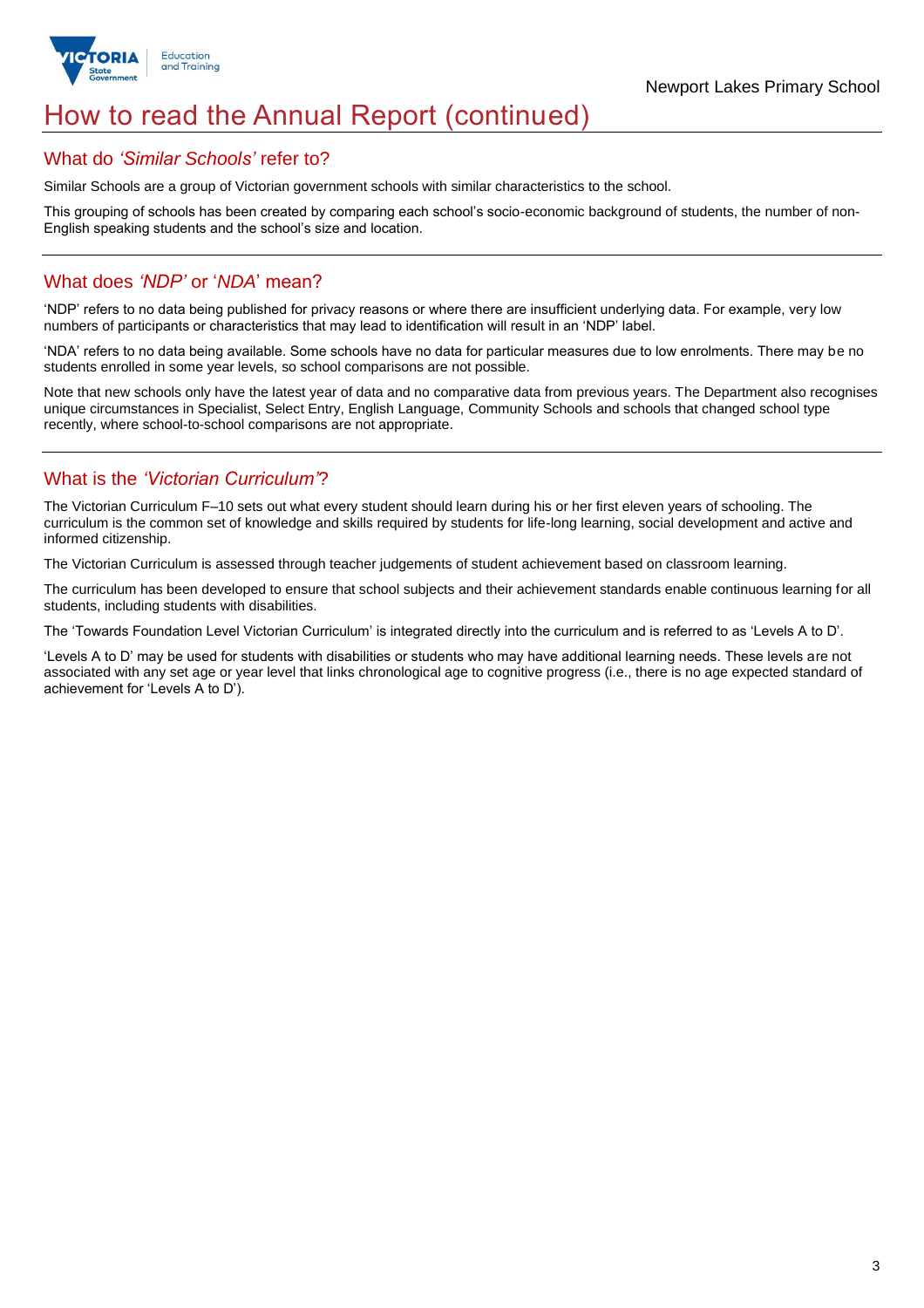# How to read the Annual Report (continued)

## What do *'Similar Schools'* refer to?

Similar Schools are a group of Victorian government schools with similar characteristics to the school.

This grouping of schools has been created by comparing each school's socio-economic background of students, the number of non-English speaking students and the school's size and location.

## What does *'NDP'* or '*NDA*' mean?

'NDP' refers to no data being published for privacy reasons or where there are insufficient underlying data. For example, very low numbers of participants or characteristics that may lead to identification will result in an 'NDP' label.

'NDA' refers to no data being available. Some schools have no data for particular measures due to low enrolments. There may be no students enrolled in some year levels, so school comparisons are not possible.

Note that new schools only have the latest year of data and no comparative data from previous years. The Department also recognises unique circumstances in Specialist, Select Entry, English Language, Community Schools and schools that changed school type recently, where school-to-school comparisons are not appropriate.

## What is the *'Victorian Curriculum'*?

The Victorian Curriculum F–10 sets out what every student should learn during his or her first eleven years of schooling. The curriculum is the common set of knowledge and skills required by students for life-long learning, social development and active and informed citizenship.

The Victorian Curriculum is assessed through teacher judgements of student achievement based on classroom learning.

The curriculum has been developed to ensure that school subjects and their achievement standards enable continuous learning for all students, including students with disabilities.

The 'Towards Foundation Level Victorian Curriculum' is integrated directly into the curriculum and is referred to as 'Levels A to D'.

'Levels A to D' may be used for students with disabilities or students who may have additional learning needs. These levels are not associated with any set age or year level that links chronological age to cognitive progress (i.e., there is no age expected standard of achievement for 'Levels A to D').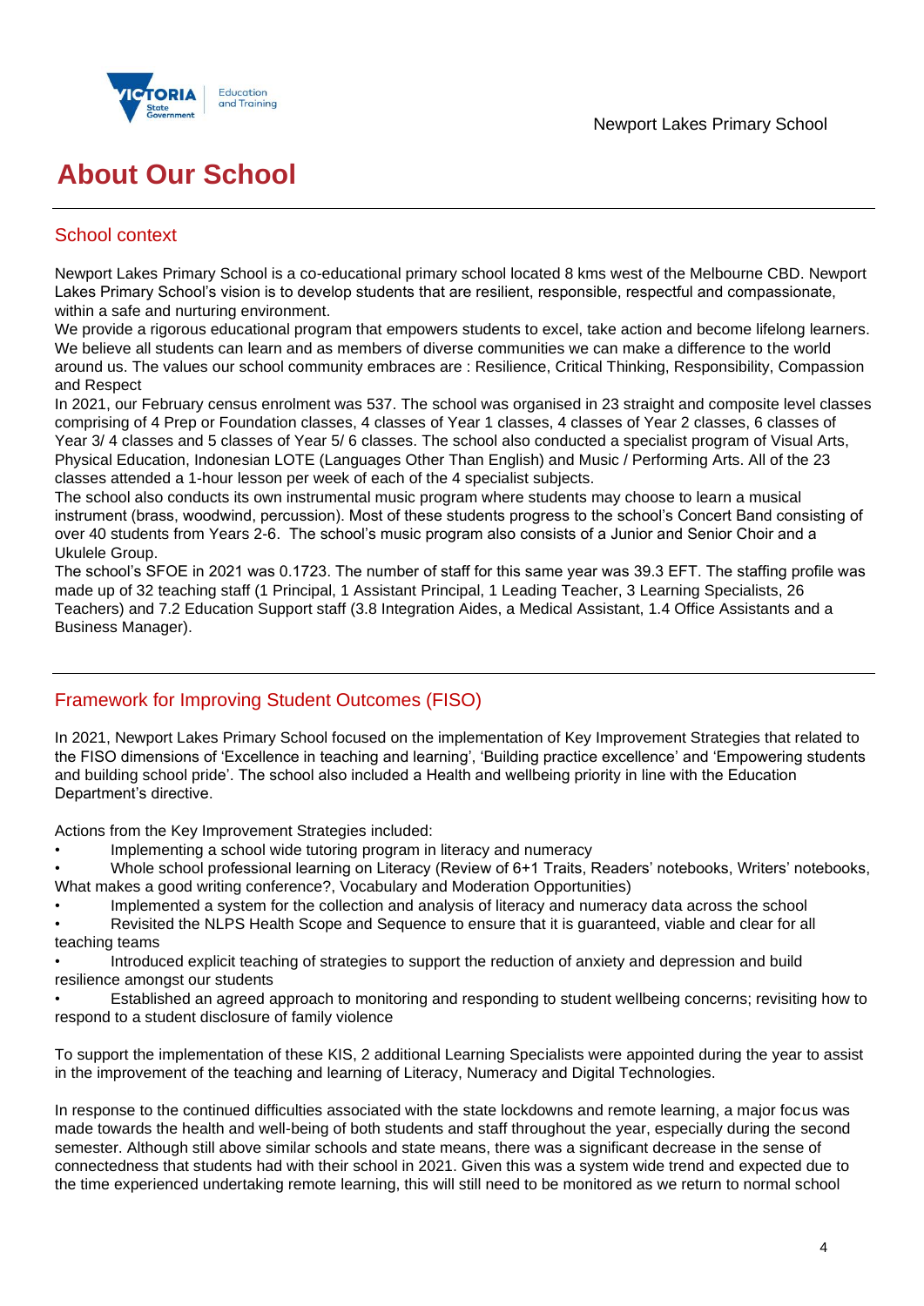# About Our School

## School context

Newport Lakes Primary School is a co-educational primary school located 8 kms west of the Melbourne CBD. Newport Lakes Primary School's vision is to develop students that are resilient, responsible, respectful and compassionate, within a safe and nurturing environment.
We provide a rigorous educational program that empowers students to excel, take action and become lifelong learners. We believe all students can learn and as members of diverse communities we can make a difference to the world around us. The values our school community embraces are : Resilience, Critical Thinking, Responsibility, Compassion and Respect
In 2021, our February census enrolment was 537. The school was organised in 23 straight and composite level classes comprising of 4 Prep or Foundation classes, 4 classes of Year 1 classes, 4 classes of Year 2 classes, 6 classes of Year 3/ 4 classes and 5 classes of Year 5/ 6 classes. The school also conducted a specialist program of Visual Arts, Physical Education, Indonesian LOTE (Languages Other Than English) and Music / Performing Arts. All of the 23 classes attended a 1-hour lesson per week of each of the 4 specialist subjects.
The school also conducts its own instrumental music program where students may choose to learn a musical instrument (brass, woodwind, percussion). Most of these students progress to the school's Concert Band consisting of over 40 students from Years 2-6. The school's music program also consists of a Junior and Senior Choir and a Ukulele Group.
The school's SFOE in 2021 was 0.1723. The number of staff for this same year was 39.3 EFT. The staffing profile was made up of 32 teaching staff (1 Principal, 1 Assistant Principal, 1 Leading Teacher, 3 Learning Specialists, 26 Teachers) and 7.2 Education Support staff (3.8 Integration Aides, a Medical Assistant, 1.4 Office Assistants and a Business Manager).

## Framework for Improving Student Outcomes (FISO)

In 2021, Newport Lakes Primary School focused on the implementation of Key Improvement Strategies that related to the FISO dimensions of 'Excellence in teaching and learning', 'Building practice excellence' and 'Empowering students and building school pride'. The school also included a Health and wellbeing priority in line with the Education Department's directive.

Actions from the Key Improvement Strategies included:

- Implementing a school wide tutoring program in literacy and numeracy
- Whole school professional learning on Literacy (Review of 6+1 Traits, Readers' notebooks, Writers' notebooks, What makes a good writing conference?, Vocabulary and Moderation Opportunities)
- Implemented a system for the collection and analysis of literacy and numeracy data across the school
- Revisited the NLPS Health Scope and Sequence to ensure that it is guaranteed, viable and clear for all teaching teams
- Introduced explicit teaching of strategies to support the reduction of anxiety and depression and build resilience amongst our students
- Established an agreed approach to monitoring and responding to student wellbeing concerns; revisiting how to respond to a student disclosure of family violence

To support the implementation of these KIS, 2 additional Learning Specialists were appointed during the year to assist in the improvement of the teaching and learning of Literacy, Numeracy and Digital Technologies.

In response to the continued difficulties associated with the state lockdowns and remote learning, a major focus was made towards the health and well-being of both students and staff throughout the year, especially during the second semester. Although still above similar schools and state means, there was a significant decrease in the sense of connectedness that students had with their school in 2021. Given this was a system wide trend and expected due to the time experienced undertaking remote learning, this will still need to be monitored as we return to normal school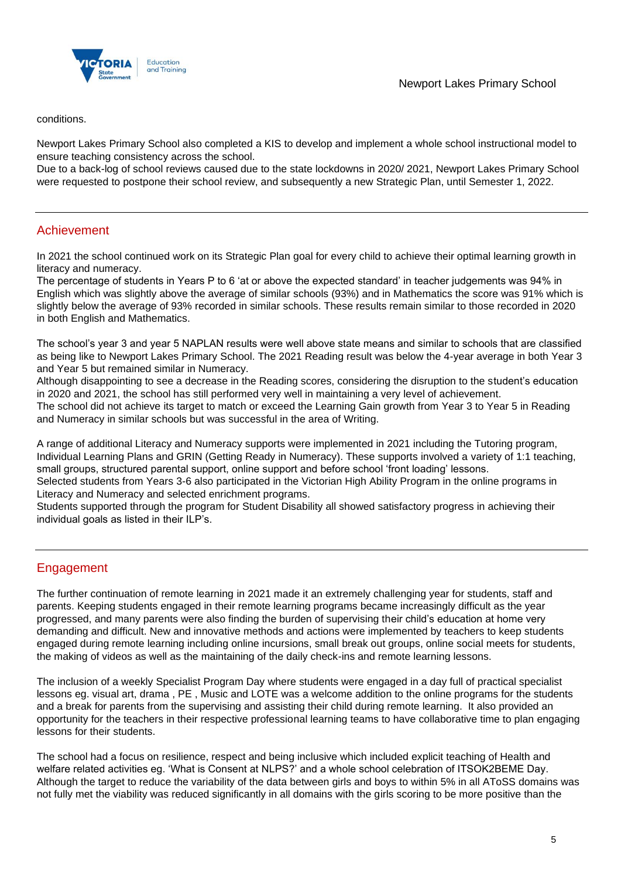conditions.

Newport Lakes Primary School also completed a KIS to develop and implement a whole school instructional model to ensure teaching consistency across the school.
Due to a back-log of school reviews caused due to the state lockdowns in 2020/ 2021, Newport Lakes Primary School were requested to postpone their school review, and subsequently a new Strategic Plan, until Semester 1, 2022.

## Achievement

In 2021 the school continued work on its Strategic Plan goal for every child to achieve their optimal learning growth in literacy and numeracy.
The percentage of students in Years P to 6 'at or above the expected standard' in teacher judgements was 94% in English which was slightly above the average of similar schools (93%) and in Mathematics the score was 91% which is slightly below the average of 93% recorded in similar schools. These results remain similar to those recorded in 2020 in both English and Mathematics.

The school's year 3 and year 5 NAPLAN results were well above state means and similar to schools that are classified as being like to Newport Lakes Primary School. The 2021 Reading result was below the 4-year average in both Year 3 and Year 5 but remained similar in Numeracy.
Although disappointing to see a decrease in the Reading scores, considering the disruption to the student's education in 2020 and 2021, the school has still performed very well in maintaining a very level of achievement.
The school did not achieve its target to match or exceed the Learning Gain growth from Year 3 to Year 5 in Reading and Numeracy in similar schools but was successful in the area of Writing.

A range of additional Literacy and Numeracy supports were implemented in 2021 including the Tutoring program, Individual Learning Plans and GRIN (Getting Ready in Numeracy). These supports involved a variety of 1:1 teaching, small groups, structured parental support, online support and before school 'front loading' lessons.
Selected students from Years 3-6 also participated in the Victorian High Ability Program in the online programs in Literacy and Numeracy and selected enrichment programs.
Students supported through the program for Student Disability all showed satisfactory progress in achieving their individual goals as listed in their ILP's.

## Engagement

The further continuation of remote learning in 2021 made it an extremely challenging year for students, staff and parents. Keeping students engaged in their remote learning programs became increasingly difficult as the year progressed, and many parents were also finding the burden of supervising their child's education at home very demanding and difficult. New and innovative methods and actions were implemented by teachers to keep students engaged during remote learning including online incursions, small break out groups, online social meets for students, the making of videos as well as the maintaining of the daily check-ins and remote learning lessons.

The inclusion of a weekly Specialist Program Day where students were engaged in a day full of practical specialist lessons eg. visual art, drama , PE , Music and LOTE was a welcome addition to the online programs for the students and a break for parents from the supervising and assisting their child during remote learning. It also provided an opportunity for the teachers in their respective professional learning teams to have collaborative time to plan engaging lessons for their students.

The school had a focus on resilience, respect and being inclusive which included explicit teaching of Health and welfare related activities eg. 'What is Consent at NLPS?' and a whole school celebration of ITSOK2BEME Day. Although the target to reduce the variability of the data between girls and boys to within 5% in all AToSS domains was not fully met the viability was reduced significantly in all domains with the girls scoring to be more positive than the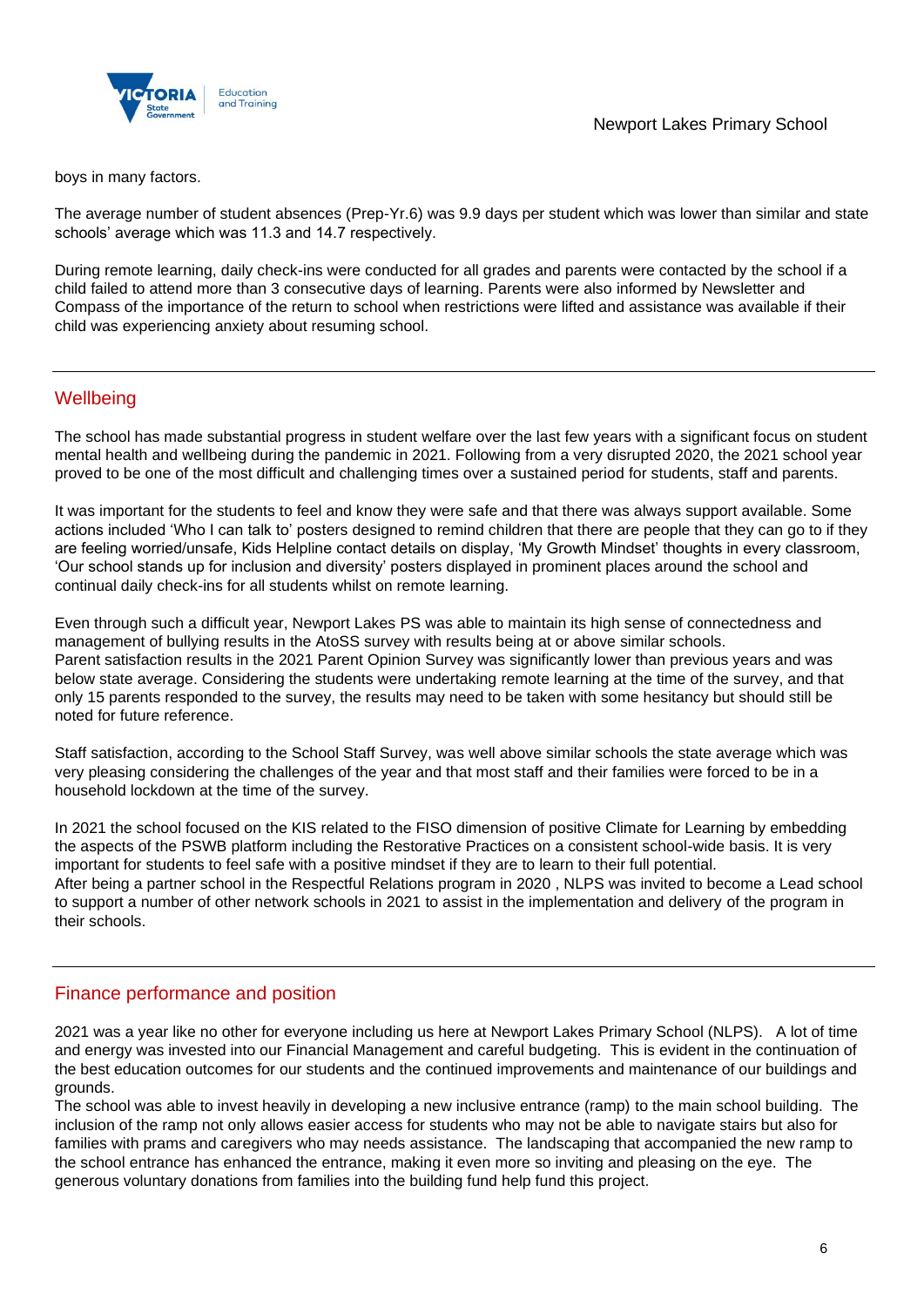boys in many factors.

The average number of student absences (Prep-Yr.6) was 9.9 days per student which was lower than similar and state schools' average which was 11.3 and 14.7 respectively.

During remote learning, daily check-ins were conducted for all grades and parents were contacted by the school if a child failed to attend more than 3 consecutive days of learning. Parents were also informed by Newsletter and Compass of the importance of the return to school when restrictions were lifted and assistance was available if their child was experiencing anxiety about resuming school.

## Wellbeing

The school has made substantial progress in student welfare over the last few years with a significant focus on student mental health and wellbeing during the pandemic in 2021. Following from a very disrupted 2020, the 2021 school year proved to be one of the most difficult and challenging times over a sustained period for students, staff and parents.

It was important for the students to feel and know they were safe and that there was always support available. Some actions included 'Who I can talk to' posters designed to remind children that there are people that they can go to if they are feeling worried/unsafe, Kids Helpline contact details on display, 'My Growth Mindset' thoughts in every classroom, 'Our school stands up for inclusion and diversity' posters displayed in prominent places around the school and continual daily check-ins for all students whilst on remote learning.

Even through such a difficult year, Newport Lakes PS was able to maintain its high sense of connectedness and management of bullying results in the AtoSS survey with results being at or above similar schools.
Parent satisfaction results in the 2021 Parent Opinion Survey was significantly lower than previous years and was below state average. Considering the students were undertaking remote learning at the time of the survey, and that only 15 parents responded to the survey, the results may need to be taken with some hesitancy but should still be noted for future reference.

Staff satisfaction, according to the School Staff Survey, was well above similar schools the state average which was very pleasing considering the challenges of the year and that most staff and their families were forced to be in a household lockdown at the time of the survey.

In 2021 the school focused on the KIS related to the FISO dimension of positive Climate for Learning by embedding the aspects of the PSWB platform including the Restorative Practices on a consistent school-wide basis. It is very important for students to feel safe with a positive mindset if they are to learn to their full potential.
After being a partner school in the Respectful Relations program in 2020 , NLPS was invited to become a Lead school to support a number of other network schools in 2021 to assist in the implementation and delivery of the program in their schools.

## Finance performance and position

2021 was a year like no other for everyone including us here at Newport Lakes Primary School (NLPS). A lot of time and energy was invested into our Financial Management and careful budgeting. This is evident in the continuation of the best education outcomes for our students and the continued improvements and maintenance of our buildings and grounds.
The school was able to invest heavily in developing a new inclusive entrance (ramp) to the main school building. The inclusion of the ramp not only allows easier access for students who may not be able to navigate stairs but also for families with prams and caregivers who may needs assistance. The landscaping that accompanied the new ramp to the school entrance has enhanced the entrance, making it even more so inviting and pleasing on the eye. The generous voluntary donations from families into the building fund help fund this project.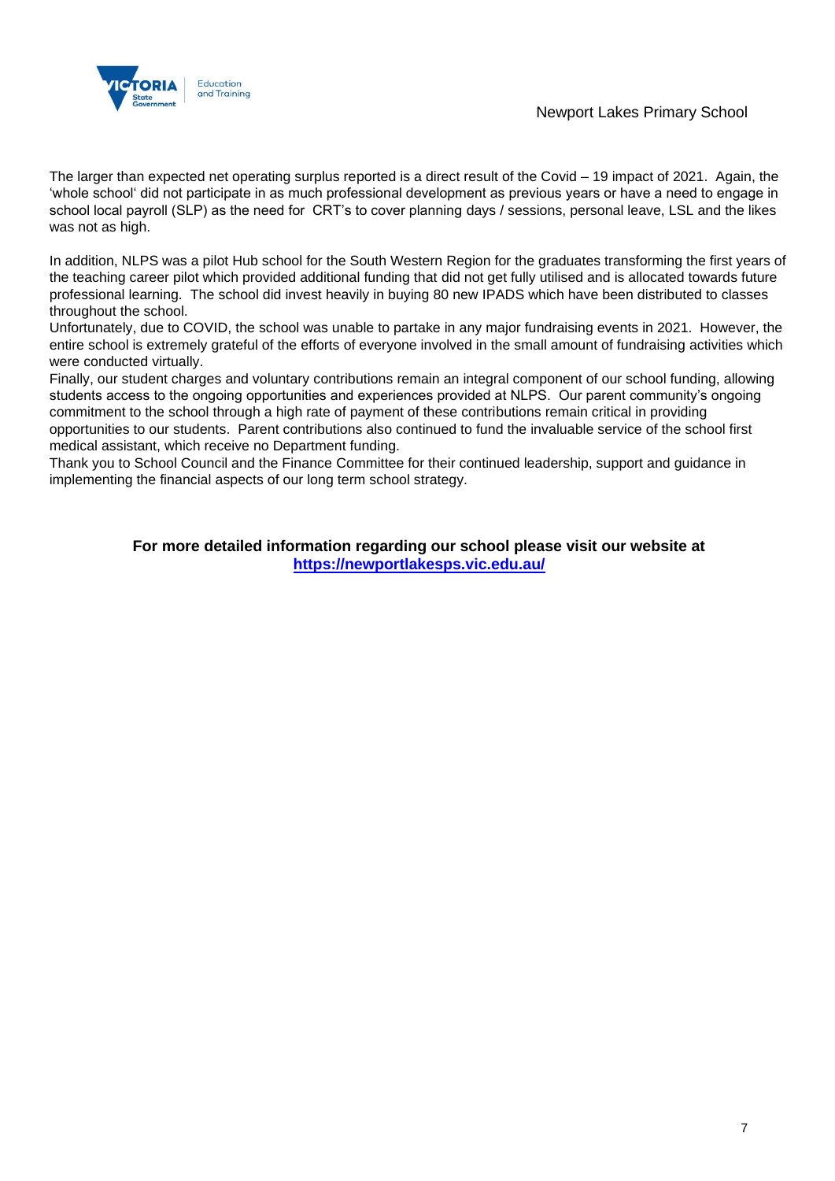The larger than expected net operating surplus reported is a direct result of the Covid – 19 impact of 2021. Again, the 'whole school' did not participate in as much professional development as previous years or have a need to engage in school local payroll (SLP) as the need for CRT's to cover planning days / sessions, personal leave, LSL and the likes was not as high.

In addition, NLPS was a pilot Hub school for the South Western Region for the graduates transforming the first years of the teaching career pilot which provided additional funding that did not get fully utilised and is allocated towards future professional learning. The school did invest heavily in buying 80 new IPADS which have been distributed to classes throughout the school.

Unfortunately, due to COVID, the school was unable to partake in any major fundraising events in 2021. However, the entire school is extremely grateful of the efforts of everyone involved in the small amount of fundraising activities which were conducted virtually.

Finally, our student charges and voluntary contributions remain an integral component of our school funding, allowing students access to the ongoing opportunities and experiences provided at NLPS. Our parent community's ongoing commitment to the school through a high rate of payment of these contributions remain critical in providing opportunities to our students. Parent contributions also continued to fund the invaluable service of the school first medical assistant, which receive no Department funding.

Thank you to School Council and the Finance Committee for their continued leadership, support and guidance in implementing the financial aspects of our long term school strategy.

**For more detailed information regarding our school please visit our website at [https://newportlakesps.vic.edu.au/](https://newportlakesps.vic.edu.au/)**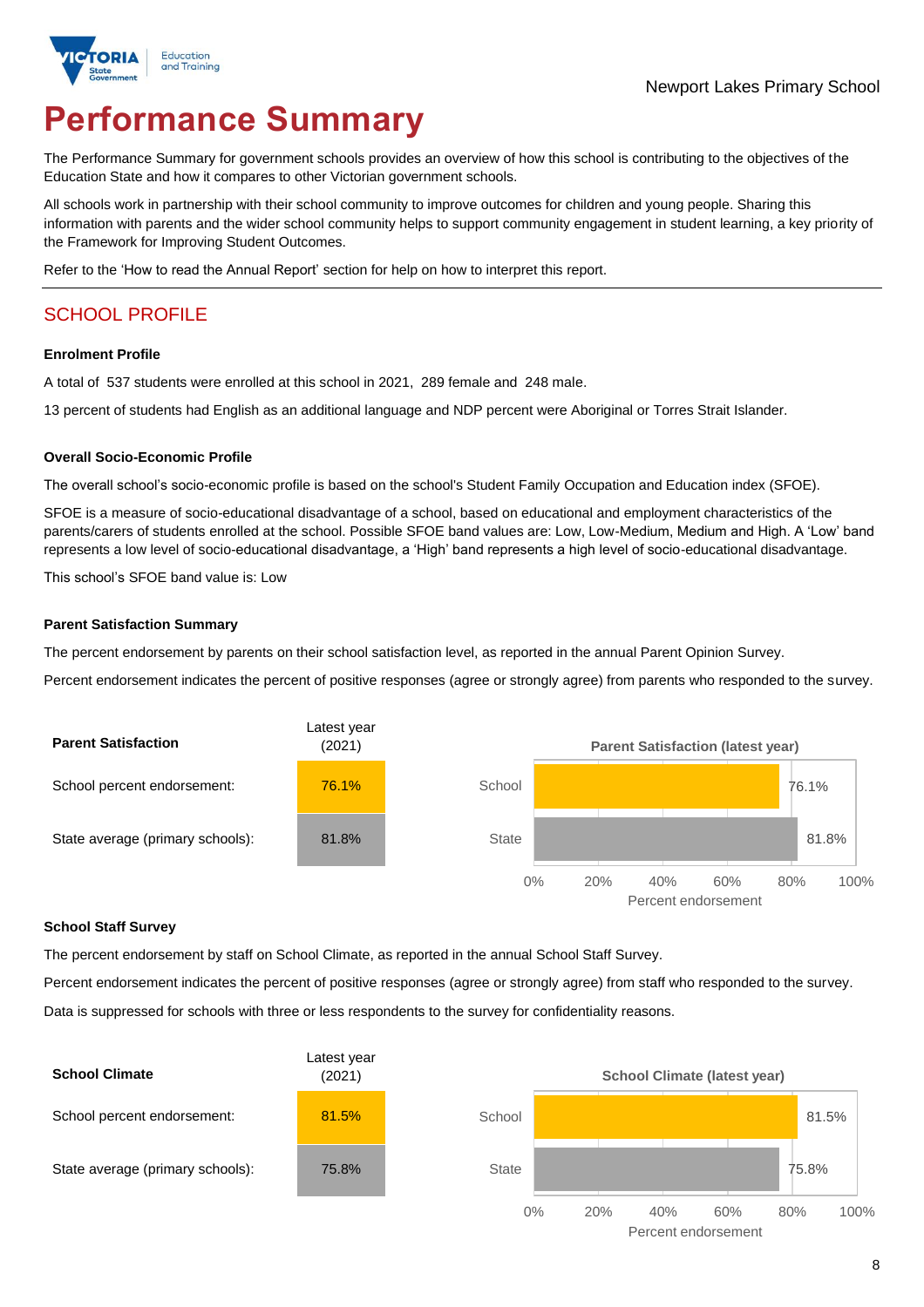Newport Lakes Primary School

# Performance Summary

The Performance Summary for government schools provides an overview of how this school is contributing to the objectives of the Education State and how it compares to other Victorian government schools.

All schools work in partnership with their school community to improve outcomes for children and young people. Sharing this information with parents and the wider school community helps to support community engagement in student learning, a key priority of the Framework for Improving Student Outcomes.

Refer to the 'How to read the Annual Report' section for help on how to interpret this report.

## SCHOOL PROFILE

### Enrolment Profile

A total of 537 students were enrolled at this school in 2021, 289 female and 248 male.

13 percent of students had English as an additional language and NDP percent were Aboriginal or Torres Strait Islander.

### Overall Socio-Economic Profile

The overall school's socio-economic profile is based on the school's Student Family Occupation and Education index (SFOE).

SFOE is a measure of socio-educational disadvantage of a school, based on educational and employment characteristics of the parents/carers of students enrolled at the school. Possible SFOE band values are: Low, Low-Medium, Medium and High. A 'Low' band represents a low level of socio-educational disadvantage, a 'High' band represents a high level of socio-educational disadvantage.

This school's SFOE band value is: Low

### Parent Satisfaction Summary

The percent endorsement by parents on their school satisfaction level, as reported in the annual Parent Opinion Survey.

Percent endorsement indicates the percent of positive responses (agree or strongly agree) from parents who responded to the survey.

| Parent Satisfaction | Latest year (2021) |
|---|---|
| School percent endorsement: | 76.1% |
| State average (primary schools): | 81.8% |

Parent Satisfaction (latest year)

School 76.1%

State 81.8%

0% 20% 40% 60% 80% 100%

Percent endorsement

### School Staff Survey

The percent endorsement by staff on School Climate, as reported in the annual School Staff Survey.

Percent endorsement indicates the percent of positive responses (agree or strongly agree) from staff who responded to the survey.

Data is suppressed for schools with three or less respondents to the survey for confidentiality reasons.

| School Climate | Latest year (2021) |
|---|---|
| School percent endorsement: | 81.5% |
| State average (primary schools): | 75.8% |

School Climate (latest year)

School 81.5%

State 75.8%

0% 20% 40% 60% 80% 100%

Percent endorsement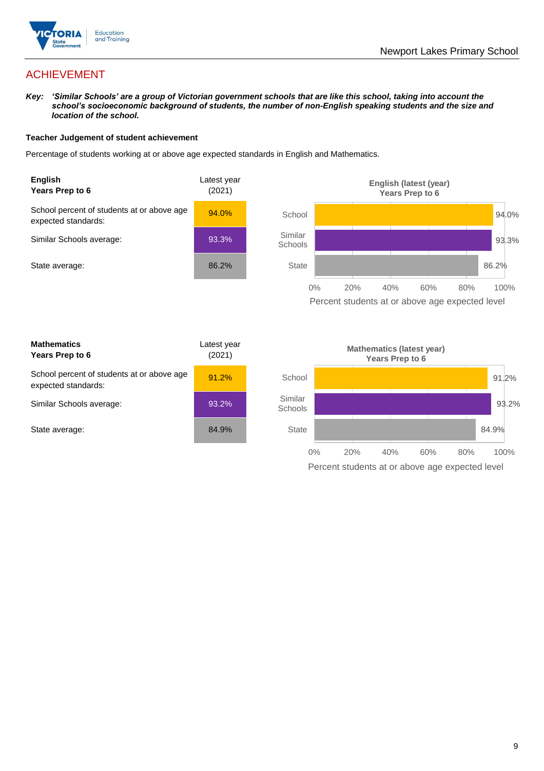## ACHIEVEMENT

***Key:*** ***'Similar Schools' are a group of Victorian government schools that are like this school, taking into account the school's socioeconomic background of students, the number of non-English speaking students and the size and location of the school.***

**Teacher Judgement of student achievement**

Percentage of students working at or above age expected standards in English and Mathematics.

| **English Years Prep to 6** | Latest year (2021) |
|---|---|
| School percent of students at or above age expected standards: | 94.0% |
| Similar Schools average: | 93.3% |
| State average: | 86.2% |

English (latest (year)
Years Prep to 6

School
Similar Schools
State

94.0%
93.3%
86.2%

0%
20%
40%
60%
80%
100%

Percent students at or above age expected level

| **Mathematics Years Prep to 6** | Latest year (2021) |
|---|---|
| School percent of students at or above age expected standards: | 91.2% |
| Similar Schools average: | 93.2% |
| State average: | 84.9% |

Mathematics (latest year)
Years Prep to 6

School
Similar Schools
State

91.2%
93.2%
84.9%

0%
20%
40%
60%
80%
100%

Percent students at or above age expected level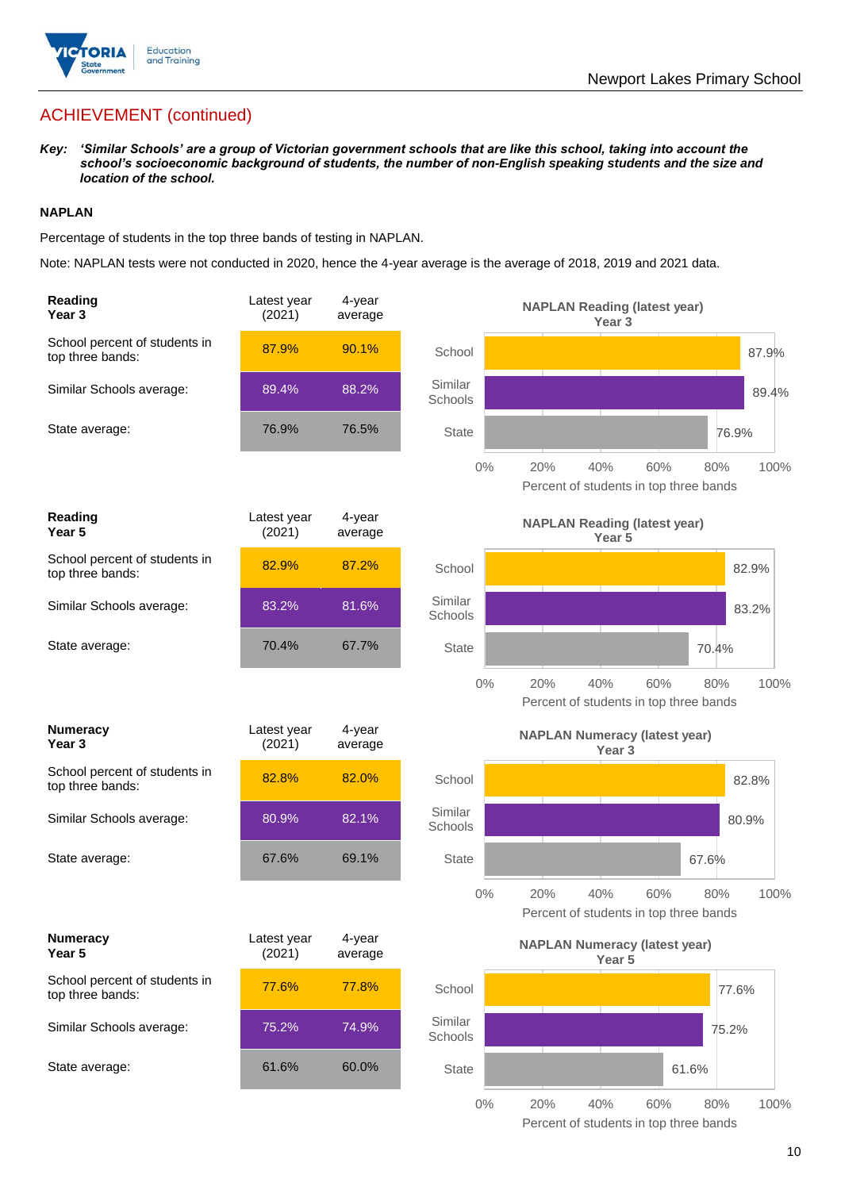# ACHIEVEMENT (continued)

***Key:*** ***'Similar Schools' are a group of Victorian government schools that are like this school, taking into account the school's socioeconomic background of students, the number of non-English speaking students and the size and location of the school.***

### NAPLAN

Percentage of students in the top three bands of testing in NAPLAN.

Note: NAPLAN tests were not conducted in 2020, hence the 4-year average is the average of 2018, 2019 and 2021 data.

| Reading Year 3 | Latest year (2021) | 4-year average |
|---|---|---|
| School percent of students in top three bands: | 87.9% | 90.1% |
| Similar Schools average: | 89.4% | 88.2% |
| State average: | 76.9% | 76.5% |

NAPLAN Reading (latest year) Year 3

School 87.9%
Similar Schools 89.4%
State 76.9%

0% 20% 40% 60% 80% 100%
Percent of students in top three bands

| Reading Year 5 | Latest year (2021) | 4-year average |
|---|---|---|
| School percent of students in top three bands: | 82.9% | 87.2% |
| Similar Schools average: | 83.2% | 81.6% |
| State average: | 70.4% | 67.7% |

NAPLAN Reading (latest year) Year 5

School 82.9%
Similar Schools 83.2%
State 70.4%

0% 20% 40% 60% 80% 100%
Percent of students in top three bands

| Numeracy Year 3 | Latest year (2021) | 4-year average |
|---|---|---|
| School percent of students in top three bands: | 82.8% | 82.0% |
| Similar Schools average: | 80.9% | 82.1% |
| State average: | 67.6% | 69.1% |

NAPLAN Numeracy (latest year) Year 3

School 82.8%
Similar Schools 80.9%
State 67.6%

0% 20% 40% 60% 80% 100%
Percent of students in top three bands

| Numeracy Year 5 | Latest year (2021) | 4-year average |
|---|---|---|
| School percent of students in top three bands: | 77.6% | 77.8% |
| Similar Schools average: | 75.2% | 74.9% |
| State average: | 61.6% | 60.0% |

NAPLAN Numeracy (latest year) Year 5

School 77.6%
Similar Schools 75.2%
State 61.6%

0% 20% 40% 60% 80% 100%
Percent of students in top three bands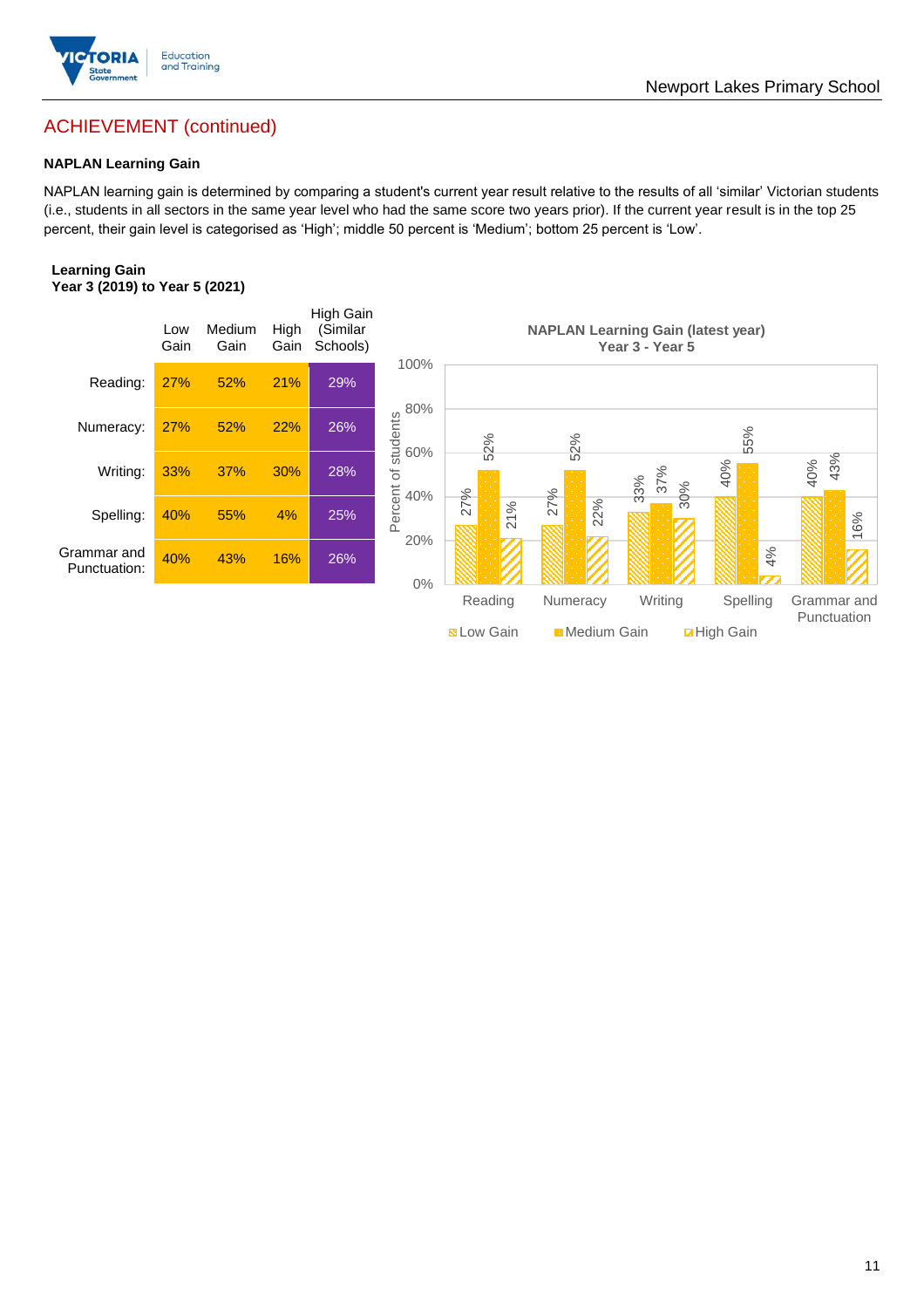## ACHIEVEMENT (continued)

### NAPLAN Learning Gain

NAPLAN learning gain is determined by comparing a student's current year result relative to the results of all 'similar' Victorian students (i.e., students in all sectors in the same year level who had the same score two years prior). If the current year result is in the top 25 percent, their gain level is categorised as 'High'; middle 50 percent is 'Medium'; bottom 25 percent is 'Low'.

**Learning Gain**
**Year 3 (2019) to Year 5 (2021)**

| | Low Gain | Medium Gain | High Gain | High Gain (Similar Schools) |
|---|---|---|---|---|
| Reading: | 27% | 52% | 21% | 29% |
| Numeracy: | 27% | 52% | 22% | 26% |
| Writing: | 33% | 37% | 30% | 28% |
| Spelling: | 40% | 55% | 4% | 25% |
| Grammar and Punctuation: | 40% | 43% | 16% | 26% |

NAPLAN Learning Gain (latest year)
Year 3 - Year 5

Percent of students

100%
80%
60%
40%
20%
0%

Reading: 27% 52% 21%
Numeracy: 27% 52% 22%
Writing: 33% 37% 30%
Spelling: 40% 55% 4%
Grammar and Punctuation: 40% 43% 16%

Low Gain
Medium Gain
High Gain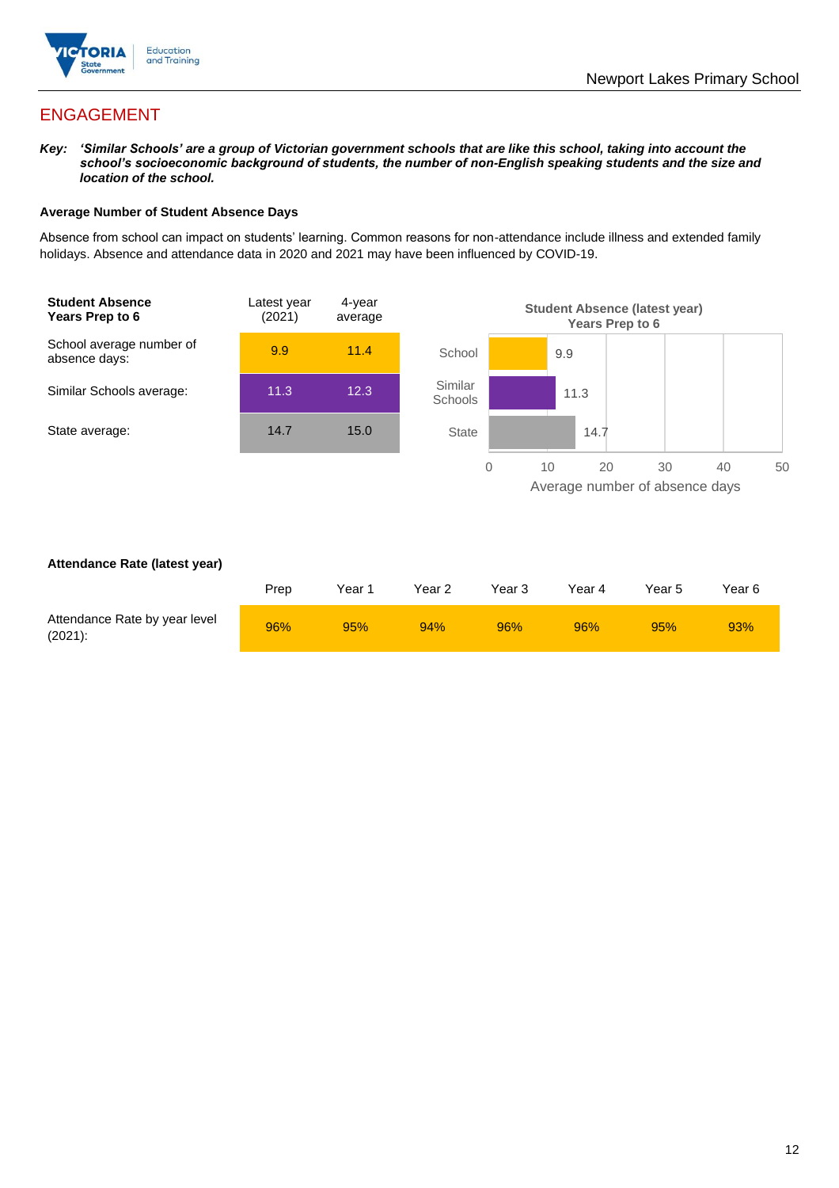## ENGAGEMENT

***Key:*** ***'Similar Schools' are a group of Victorian government schools that are like this school, taking into account the school's socioeconomic background of students, the number of non-English speaking students and the size and location of the school.***

**Average Number of Student Absence Days**

Absence from school can impact on students' learning. Common reasons for non-attendance include illness and extended family holidays. Absence and attendance data in 2020 and 2021 may have been influenced by COVID-19.

| **Student Absence Years Prep to 6** | Latest year (2021) | 4-year average |
|---|---|---|
| School average number of absence days: | 9.9 | 11.4 |
| Similar Schools average: | 11.3 | 12.3 |
| State average: | 14.7 | 15.0 |

Student Absence (latest year)
Years Prep to 6

School 9.9
Similar Schools 11.3
State 14.7

0 10 20 30 40 50
Average number of absence days

**Attendance Rate (latest year)**

| | Prep | Year 1 | Year 2 | Year 3 | Year 4 | Year 5 | Year 6 |
|---|---|---|---|---|---|---|---|
| Attendance Rate by year level (2021): | 96% | 95% | 94% | 96% | 96% | 95% | 93% |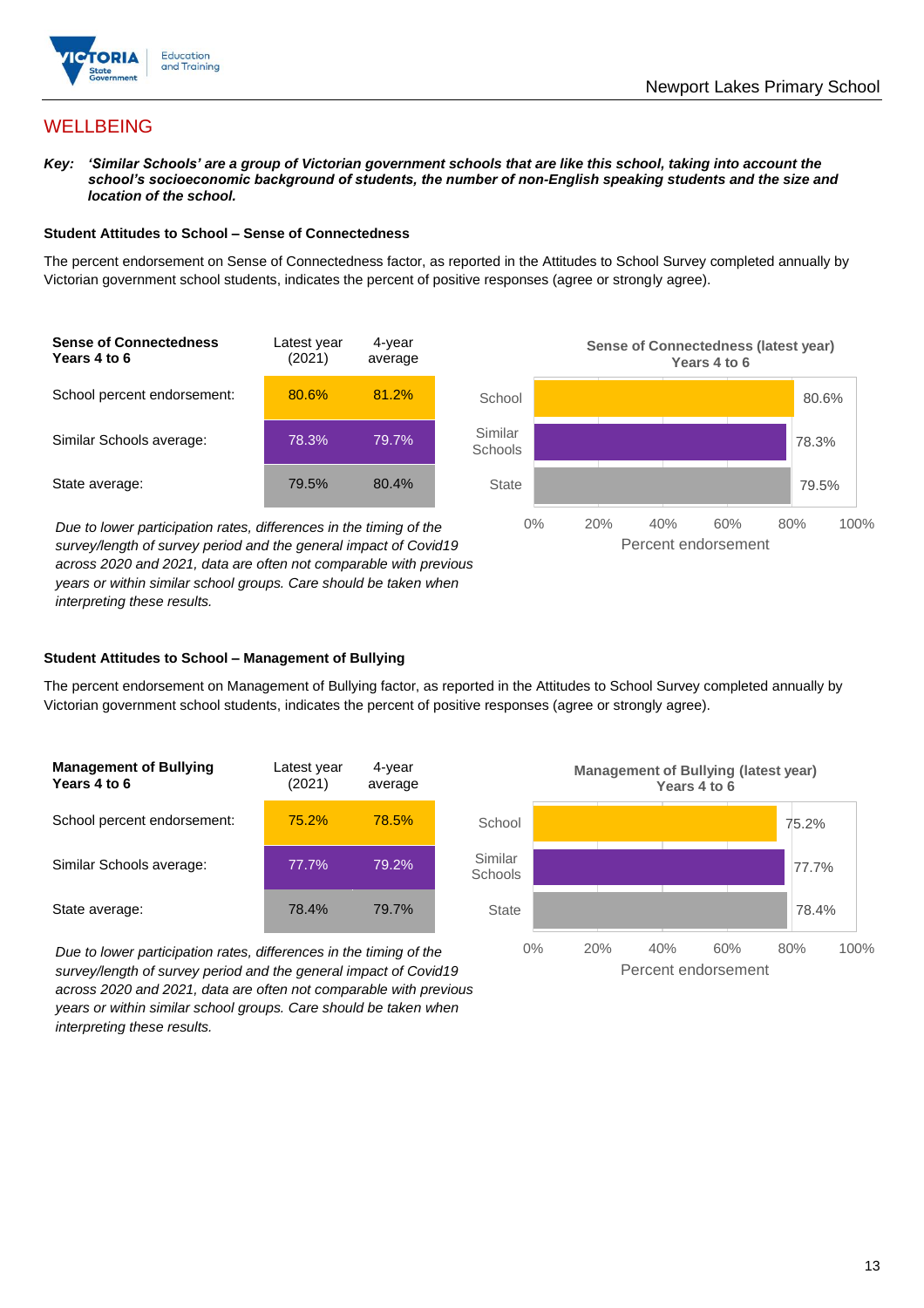# WELLBEING

***Key:** 'Similar Schools' are a group of Victorian government schools that are like this school, taking into account the school's socioeconomic background of students, the number of non-English speaking students and the size and location of the school.*

### Student Attitudes to School – Sense of Connectedness

The percent endorsement on Sense of Connectedness factor, as reported in the Attitudes to School Survey completed annually by Victorian government school students, indicates the percent of positive responses (agree or strongly agree).

| **Sense of Connectedness Years 4 to 6** | Latest year (2021) | 4-year average |
|---|---|---|
| School percent endorsement: | 80.6% | 81.2% |
| Similar Schools average: | 78.3% | 79.7% |
| State average: | 79.5% | 80.4% |

*Due to lower participation rates, differences in the timing of the survey/length of survey period and the general impact of Covid19 across 2020 and 2021, data are often not comparable with previous years or within similar school groups. Care should be taken when interpreting these results.*

Sense of Connectedness (latest year)
Years 4 to 6
School 80.6%
Similar Schools 78.3%
State 79.5%
0% 20% 40% 60% 80% 100%
Percent endorsement

### Student Attitudes to School – Management of Bullying

The percent endorsement on Management of Bullying factor, as reported in the Attitudes to School Survey completed annually by Victorian government school students, indicates the percent of positive responses (agree or strongly agree).

| **Management of Bullying Years 4 to 6** | Latest year (2021) | 4-year average |
|---|---|---|
| School percent endorsement: | 75.2% | 78.5% |
| Similar Schools average: | 77.7% | 79.2% |
| State average: | 78.4% | 79.7% |

*Due to lower participation rates, differences in the timing of the survey/length of survey period and the general impact of Covid19 across 2020 and 2021, data are often not comparable with previous years or within similar school groups. Care should be taken when interpreting these results.*

Management of Bullying (latest year)
Years 4 to 6
School 75.2%
Similar Schools 77.7%
State 78.4%
0% 20% 40% 60% 80% 100%
Percent endorsement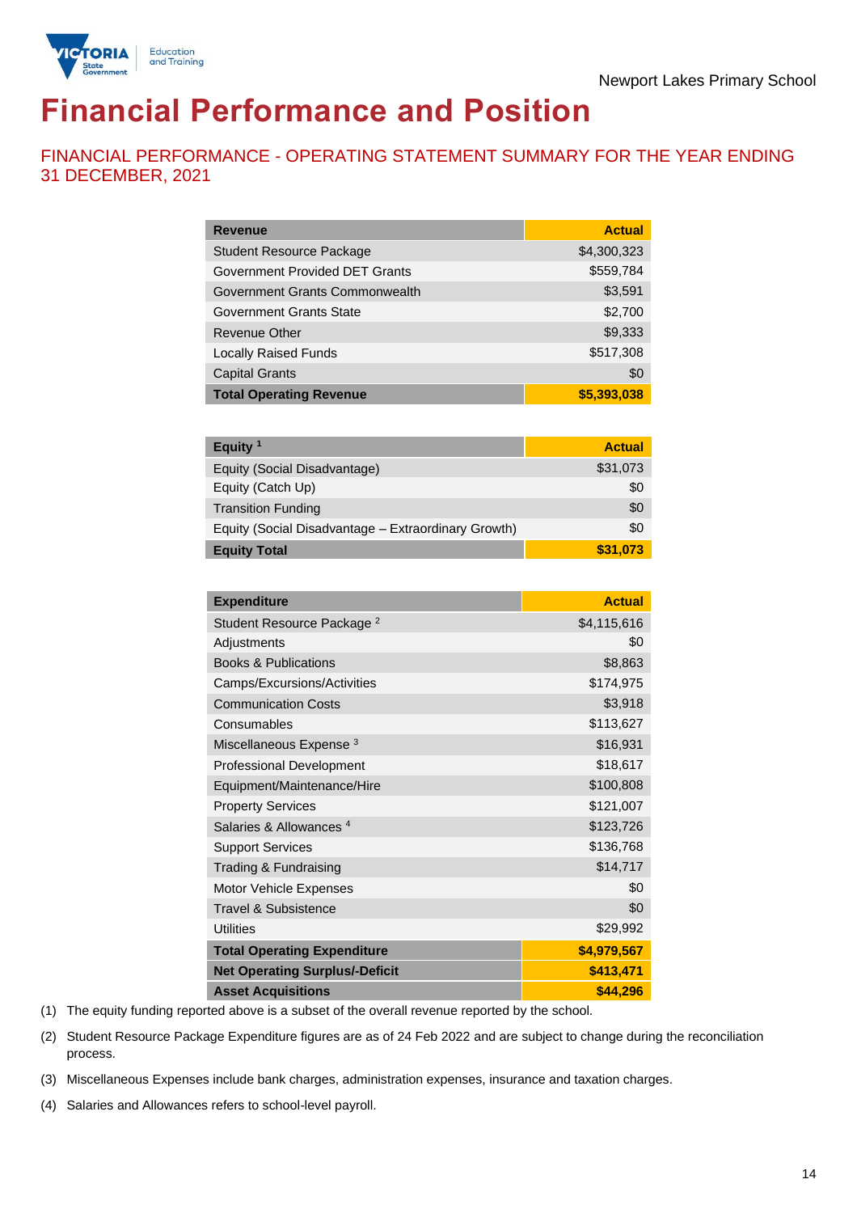Newport Lakes Primary School

# Financial Performance and Position

## FINANCIAL PERFORMANCE - OPERATING STATEMENT SUMMARY FOR THE YEAR ENDING 31 DECEMBER, 2021

| Revenue | Actual |
|---|---|
| Student Resource Package | $4,300,323 |
| Government Provided DET Grants | $559,784 |
| Government Grants Commonwealth | $3,591 |
| Government Grants State | $2,700 |
| Revenue Other | $9,333 |
| Locally Raised Funds | $517,308 |
| Capital Grants | $0 |
| **Total Operating Revenue** | **$5,393,038** |

| Equity [1] | Actual |
|---|---|
| Equity (Social Disadvantage) | $31,073 |
| Equity (Catch Up) | $0 |
| Transition Funding | $0 |
| Equity (Social Disadvantage – Extraordinary Growth) | $0 |
| **Equity Total** | **$31,073** |

| Expenditure | Actual |
|---|---|
| Student Resource Package [2] | $4,115,616 |
| Adjustments | $0 |
| Books & Publications | $8,863 |
| Camps/Excursions/Activities | $174,975 |
| Communication Costs | $3,918 |
| Consumables | $113,627 |
| Miscellaneous Expense [3] | $16,931 |
| Professional Development | $18,617 |
| Equipment/Maintenance/Hire | $100,808 |
| Property Services | $121,007 |
| Salaries & Allowances [4] | $123,726 |
| Support Services | $136,768 |
| Trading & Fundraising | $14,717 |
| Motor Vehicle Expenses | $0 |
| Travel & Subsistence | $0 |
| Utilities | $29,992 |
| **Total Operating Expenditure** | **$4,979,567** |
| **Net Operating Surplus/-Deficit** | **$413,471** |
| **Asset Acquisitions** | **$44,296** |

(1) The equity funding reported above is a subset of the overall revenue reported by the school.

(2) Student Resource Package Expenditure figures are as of 24 Feb 2022 and are subject to change during the reconciliation process.

(3) Miscellaneous Expenses include bank charges, administration expenses, insurance and taxation charges.

(4) Salaries and Allowances refers to school-level payroll.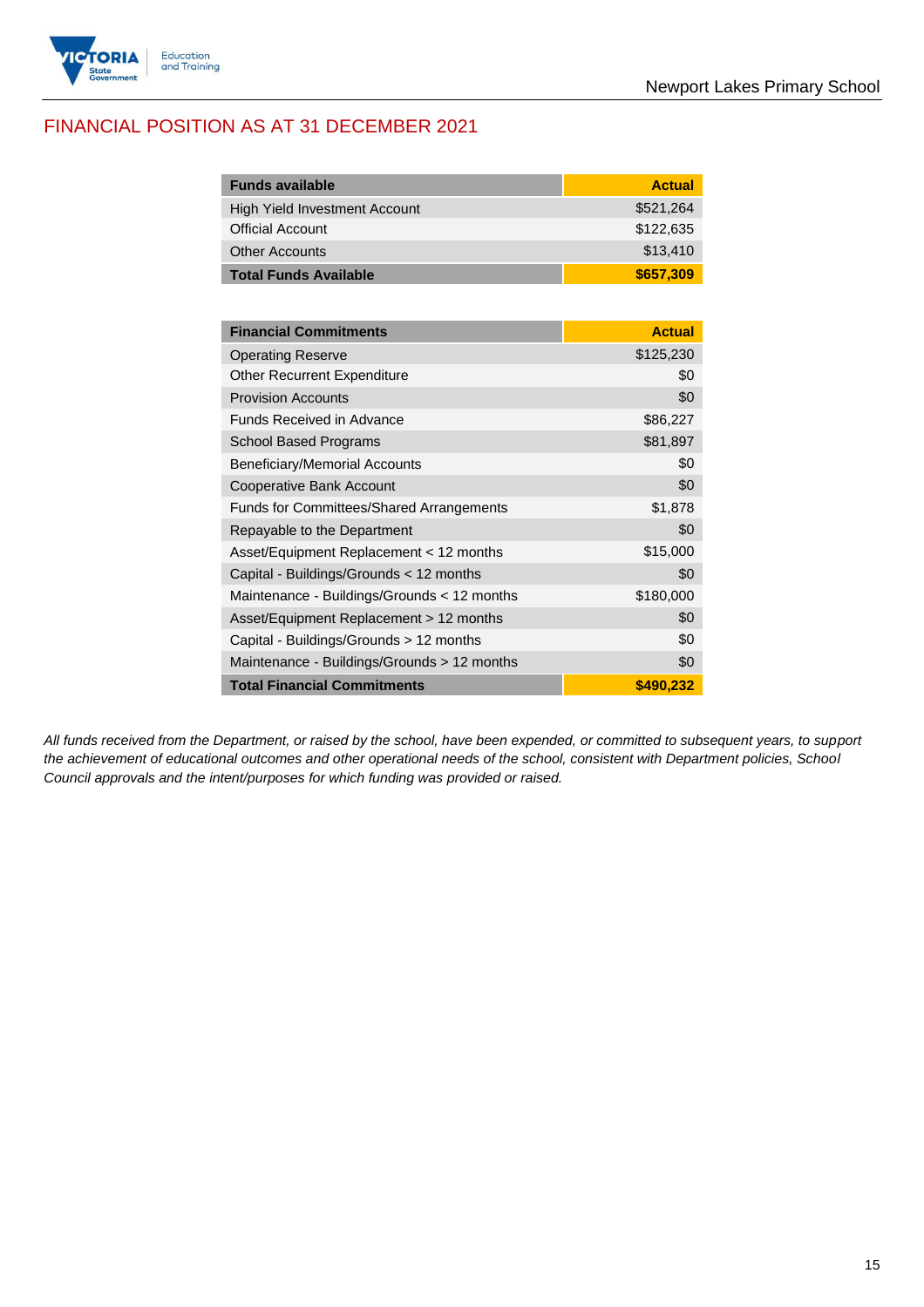# FINANCIAL POSITION AS AT 31 DECEMBER 2021

| Funds available | Actual |
|---|---|
| High Yield Investment Account | $521,264 |
| Official Account | $122,635 |
| Other Accounts | $13,410 |
| **Total Funds Available** | **$657,309** |

| Financial Commitments | Actual |
|---|---|
| Operating Reserve | $125,230 |
| Other Recurrent Expenditure | $0 |
| Provision Accounts | $0 |
| Funds Received in Advance | $86,227 |
| School Based Programs | $81,897 |
| Beneficiary/Memorial Accounts | $0 |
| Cooperative Bank Account | $0 |
| Funds for Committees/Shared Arrangements | $1,878 |
| Repayable to the Department | $0 |
| Asset/Equipment Replacement < 12 months | $15,000 |
| Capital - Buildings/Grounds < 12 months | $0 |
| Maintenance - Buildings/Grounds < 12 months | $180,000 |
| Asset/Equipment Replacement > 12 months | $0 |
| Capital - Buildings/Grounds > 12 months | $0 |
| Maintenance - Buildings/Grounds > 12 months | $0 |
| **Total Financial Commitments** | **$490,232** |

*All funds received from the Department, or raised by the school, have been expended, or committed to subsequent years, to support the achievement of educational outcomes and other operational needs of the school, consistent with Department policies, School Council approvals and the intent/purposes for which funding was provided or raised.*